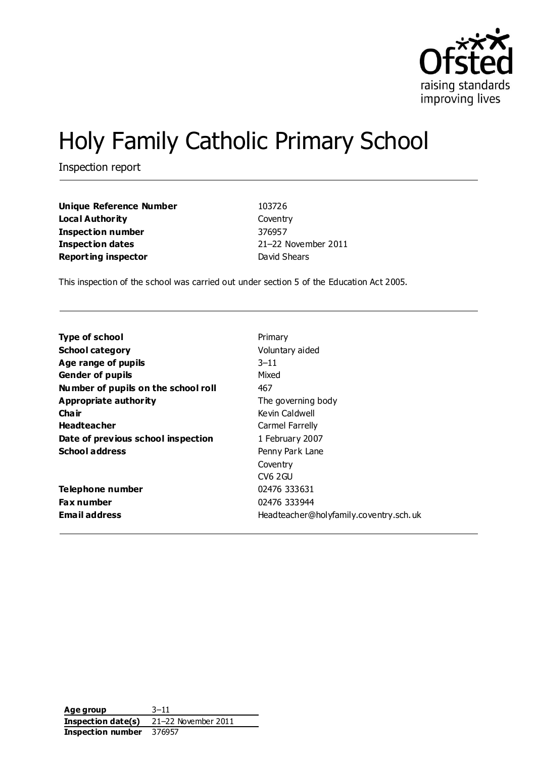Ofsted
raising standards
improving lives

# Holy Family Catholic Primary School

Inspection report

| | |
|---|---|
| **Unique Reference Number** | 103726 |
| **Local Authority** | Coventry |
| **Inspection number** | 376957 |
| **Inspection dates** | 21–22 November 2011 |
| **Reporting inspector** | David Shears |

This inspection of the school was carried out under section 5 of the Education Act 2005.

| | |
|---|---|
| **Type of school** | Primary |
| **School category** | Voluntary aided |
| **Age range of pupils** | 3–11 |
| **Gender of pupils** | Mixed |
| **Number of pupils on the school roll** | 467 |
| **Appropriate authority** | The governing body |
| **Chair** | Kevin Caldwell |
| **Headteacher** | Carmel Farrelly |
| **Date of previous school inspection** | 1 February 2007 |
| **School address** | Penny Park Lane<br>Coventry<br>CV6 2GU |
| **Telephone number** | 02476 333631 |
| **Fax number** | 02476 333944 |
| **Email address** | Headteacher@holyfamily.coventry.sch.uk |

| | |
|---|---|
| **Age group** | 3–11 |
| **Inspection date(s)** | 21–22 November 2011 |
| **Inspection number** | 376957 |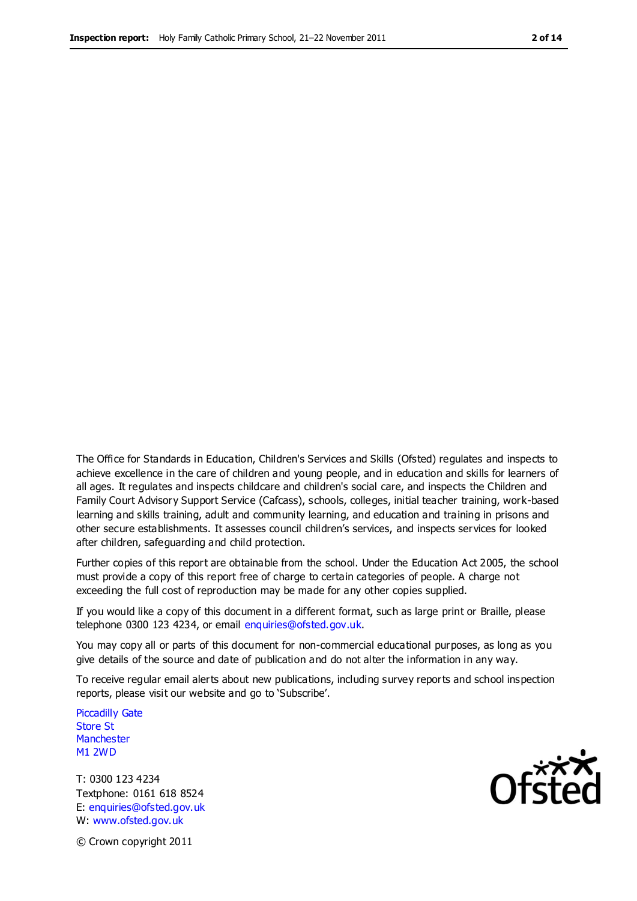The Office for Standards in Education, Children's Services and Skills (Ofsted) regulates and inspects to achieve excellence in the care of children and young people, and in education and skills for learners of all ages. It regulates and inspects childcare and children's social care, and inspects the Children and Family Court Advisory Support Service (Cafcass), schools, colleges, initial teacher training, work-based learning and skills training, adult and community learning, and education and training in prisons and other secure establishments. It assesses council children's services, and inspects services for looked after children, safeguarding and child protection.

Further copies of this report are obtainable from the school. Under the Education Act 2005, the school must provide a copy of this report free of charge to certain categories of people. A charge not exceeding the full cost of reproduction may be made for any other copies supplied.

If you would like a copy of this document in a different format, such as large print or Braille, please telephone 0300 123 4234, or email enquiries@ofsted.gov.uk.

You may copy all or parts of this document for non-commercial educational purposes, as long as you give details of the source and date of publication and do not alter the information in any way.

To receive regular email alerts about new publications, including survey reports and school inspection reports, please visit our website and go to 'Subscribe'.

Piccadilly Gate
Store St
Manchester
M1 2WD

T: 0300 123 4234
Textphone: 0161 618 8524
E: enquiries@ofsted.gov.uk
W: www.ofsted.gov.uk

© Crown copyright 2011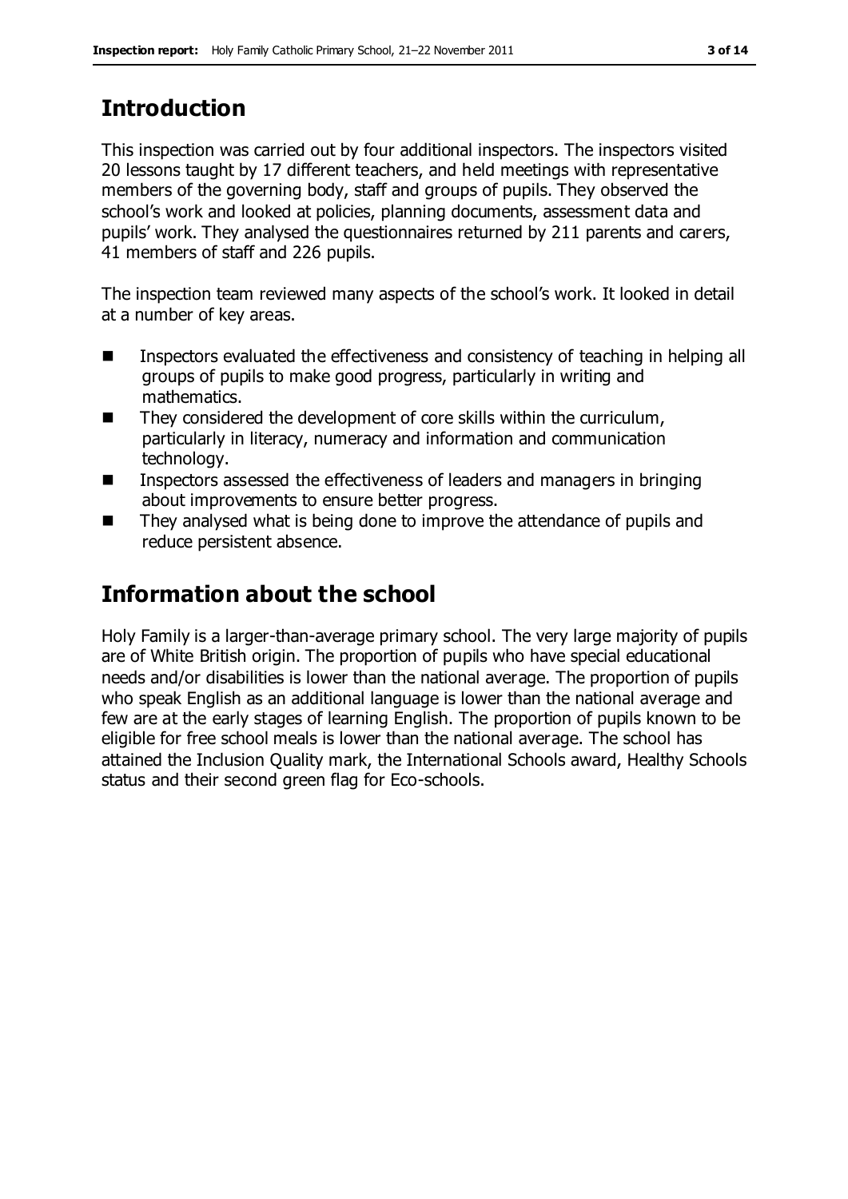# Introduction

This inspection was carried out by four additional inspectors. The inspectors visited 20 lessons taught by 17 different teachers, and held meetings with representative members of the governing body, staff and groups of pupils. They observed the school's work and looked at policies, planning documents, assessment data and pupils' work. They analysed the questionnaires returned by 211 parents and carers, 41 members of staff and 226 pupils.

The inspection team reviewed many aspects of the school's work. It looked in detail at a number of key areas.

- Inspectors evaluated the effectiveness and consistency of teaching in helping all groups of pupils to make good progress, particularly in writing and mathematics.
- They considered the development of core skills within the curriculum, particularly in literacy, numeracy and information and communication technology.
- Inspectors assessed the effectiveness of leaders and managers in bringing about improvements to ensure better progress.
- They analysed what is being done to improve the attendance of pupils and reduce persistent absence.

# Information about the school

Holy Family is a larger-than-average primary school. The very large majority of pupils are of White British origin. The proportion of pupils who have special educational needs and/or disabilities is lower than the national average. The proportion of pupils who speak English as an additional language is lower than the national average and few are at the early stages of learning English. The proportion of pupils known to be eligible for free school meals is lower than the national average. The school has attained the Inclusion Quality mark, the International Schools award, Healthy Schools status and their second green flag for Eco-schools.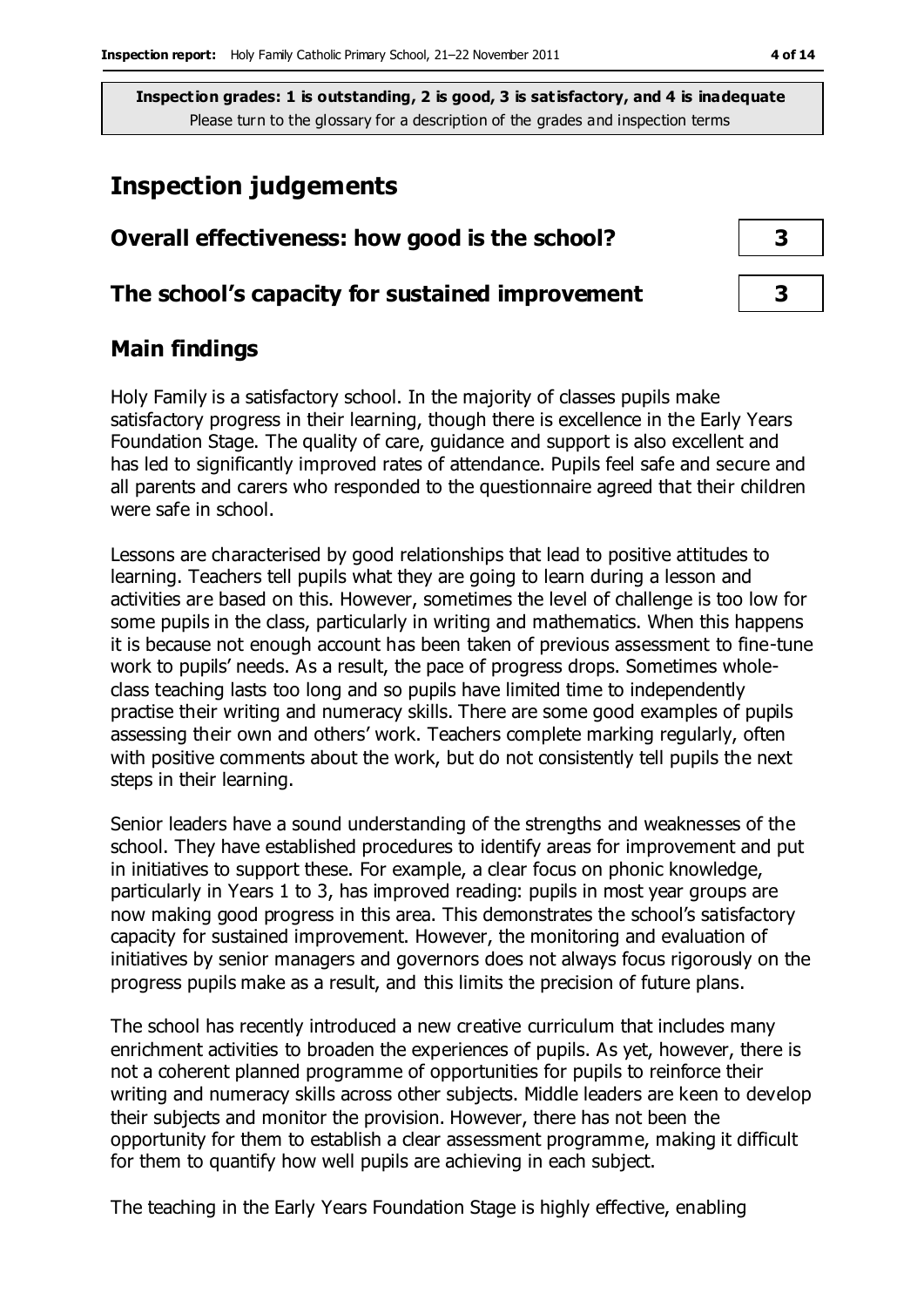**Inspection grades: 1 is outstanding, 2 is good, 3 is satisfactory, and 4 is inadequate**
Please turn to the glossary for a description of the grades and inspection terms

# Inspection judgements

| | |
|---|---|
| **Overall effectiveness: how good is the school?** | **3** |
| **The school's capacity for sustained improvement** | **3** |

## Main findings

Holy Family is a satisfactory school. In the majority of classes pupils make satisfactory progress in their learning, though there is excellence in the Early Years Foundation Stage. The quality of care, guidance and support is also excellent and has led to significantly improved rates of attendance. Pupils feel safe and secure and all parents and carers who responded to the questionnaire agreed that their children were safe in school.

Lessons are characterised by good relationships that lead to positive attitudes to learning. Teachers tell pupils what they are going to learn during a lesson and activities are based on this. However, sometimes the level of challenge is too low for some pupils in the class, particularly in writing and mathematics. When this happens it is because not enough account has been taken of previous assessment to fine-tune work to pupils' needs. As a result, the pace of progress drops. Sometimes whole-class teaching lasts too long and so pupils have limited time to independently practise their writing and numeracy skills. There are some good examples of pupils assessing their own and others' work. Teachers complete marking regularly, often with positive comments about the work, but do not consistently tell pupils the next steps in their learning.

Senior leaders have a sound understanding of the strengths and weaknesses of the school. They have established procedures to identify areas for improvement and put in initiatives to support these. For example, a clear focus on phonic knowledge, particularly in Years 1 to 3, has improved reading: pupils in most year groups are now making good progress in this area. This demonstrates the school's satisfactory capacity for sustained improvement. However, the monitoring and evaluation of initiatives by senior managers and governors does not always focus rigorously on the progress pupils make as a result, and this limits the precision of future plans.

The school has recently introduced a new creative curriculum that includes many enrichment activities to broaden the experiences of pupils. As yet, however, there is not a coherent planned programme of opportunities for pupils to reinforce their writing and numeracy skills across other subjects. Middle leaders are keen to develop their subjects and monitor the provision. However, there has not been the opportunity for them to establish a clear assessment programme, making it difficult for them to quantify how well pupils are achieving in each subject.

The teaching in the Early Years Foundation Stage is highly effective, enabling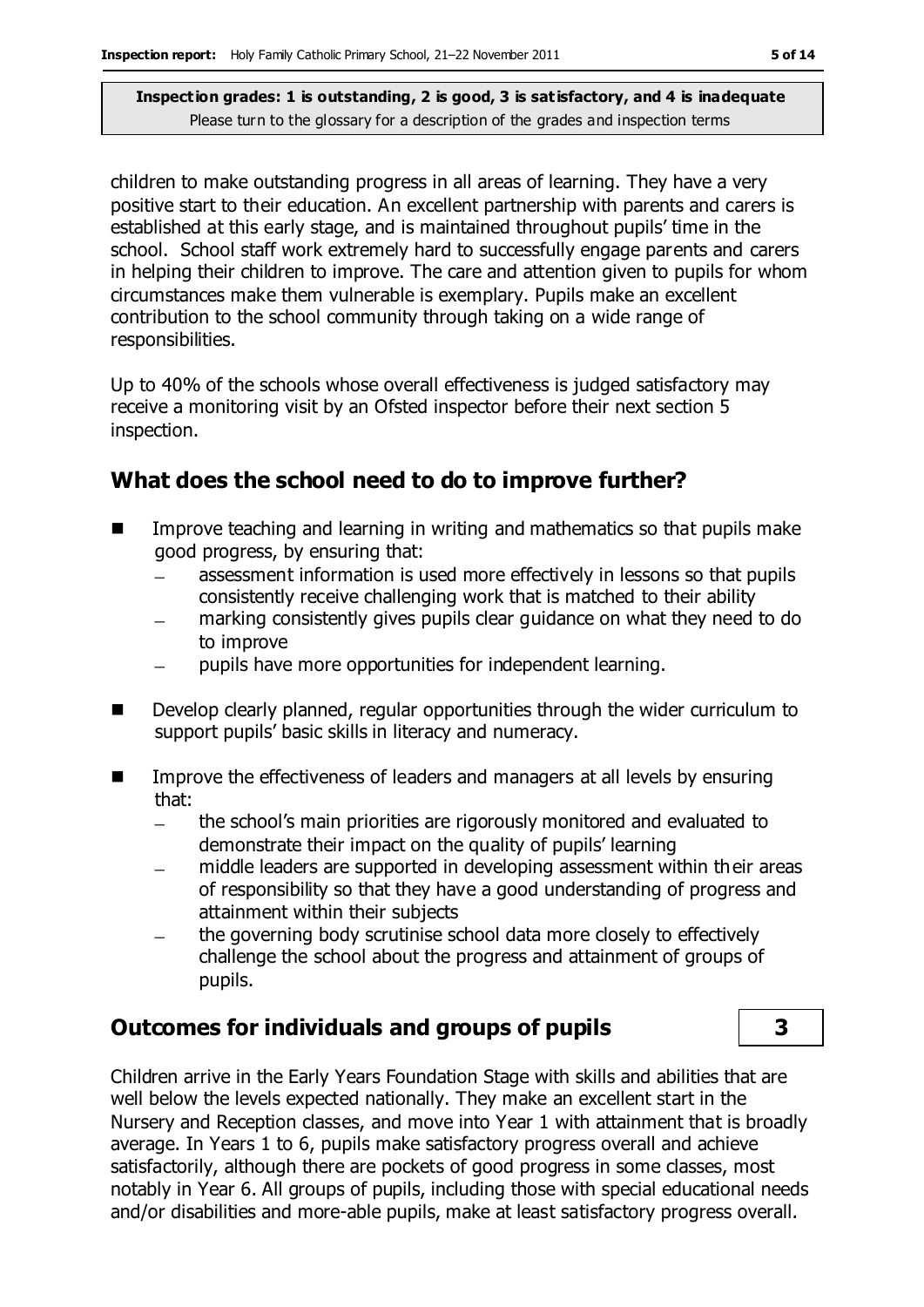children to make outstanding progress in all areas of learning. They have a very positive start to their education. An excellent partnership with parents and carers is established at this early stage, and is maintained throughout pupils' time in the school. School staff work extremely hard to successfully engage parents and carers in helping their children to improve. The care and attention given to pupils for whom circumstances make them vulnerable is exemplary. Pupils make an excellent contribution to the school community through taking on a wide range of responsibilities.

Up to 40% of the schools whose overall effectiveness is judged satisfactory may receive a monitoring visit by an Ofsted inspector before their next section 5 inspection.

## What does the school need to do to improve further?

- Improve teaching and learning in writing and mathematics so that pupils make good progress, by ensuring that:
  - assessment information is used more effectively in lessons so that pupils consistently receive challenging work that is matched to their ability
  - marking consistently gives pupils clear guidance on what they need to do to improve
  - pupils have more opportunities for independent learning.
- Develop clearly planned, regular opportunities through the wider curriculum to support pupils' basic skills in literacy and numeracy.
- Improve the effectiveness of leaders and managers at all levels by ensuring that:
  - the school's main priorities are rigorously monitored and evaluated to demonstrate their impact on the quality of pupils' learning
  - middle leaders are supported in developing assessment within their areas of responsibility so that they have a good understanding of progress and attainment within their subjects
  - the governing body scrutinise school data more closely to effectively challenge the school about the progress and attainment of groups of pupils.

## Outcomes for individuals and groups of pupils — 3

Children arrive in the Early Years Foundation Stage with skills and abilities that are well below the levels expected nationally. They make an excellent start in the Nursery and Reception classes, and move into Year 1 with attainment that is broadly average. In Years 1 to 6, pupils make satisfactory progress overall and achieve satisfactorily, although there are pockets of good progress in some classes, most notably in Year 6. All groups of pupils, including those with special educational needs and/or disabilities and more-able pupils, make at least satisfactory progress overall.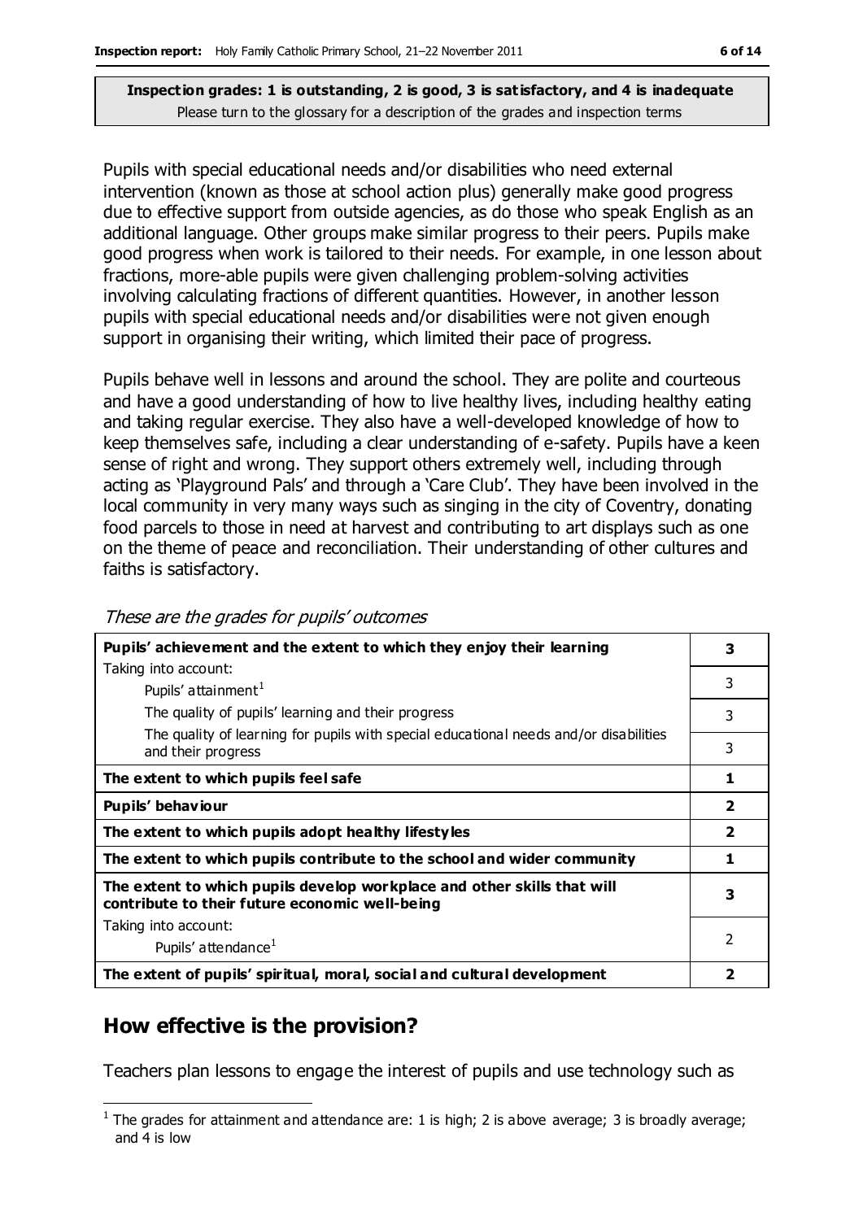**Inspection grades: 1 is outstanding, 2 is good, 3 is satisfactory, and 4 is inadequate**
Please turn to the glossary for a description of the grades and inspection terms

Pupils with special educational needs and/or disabilities who need external intervention (known as those at school action plus) generally make good progress due to effective support from outside agencies, as do those who speak English as an additional language. Other groups make similar progress to their peers. Pupils make good progress when work is tailored to their needs. For example, in one lesson about fractions, more-able pupils were given challenging problem-solving activities involving calculating fractions of different quantities. However, in another lesson pupils with special educational needs and/or disabilities were not given enough support in organising their writing, which limited their pace of progress.

Pupils behave well in lessons and around the school. They are polite and courteous and have a good understanding of how to live healthy lives, including healthy eating and taking regular exercise. They also have a well-developed knowledge of how to keep themselves safe, including a clear understanding of e-safety. Pupils have a keen sense of right and wrong. They support others extremely well, including through acting as 'Playground Pals' and through a 'Care Club'. They have been involved in the local community in very many ways such as singing in the city of Coventry, donating food parcels to those in need at harvest and contributing to art displays such as one on the theme of peace and reconciliation. Their understanding of other cultures and faiths is satisfactory.

*These are the grades for pupils' outcomes*

| | |
|---|---|
| **Pupils' achievement and the extent to which they enjoy their learning** | **3** |
| Taking into account: Pupils' attainment[1] | 3 |
| The quality of pupils' learning and their progress | 3 |
| The quality of learning for pupils with special educational needs and/or disabilities and their progress | 3 |
| **The extent to which pupils feel safe** | **1** |
| **Pupils' behaviour** | **2** |
| **The extent to which pupils adopt healthy lifestyles** | **2** |
| **The extent to which pupils contribute to the school and wider community** | **1** |
| **The extent to which pupils develop workplace and other skills that will contribute to their future economic well-being** | **3** |
| Taking into account: Pupils' attendance[1] | 2 |
| **The extent of pupils' spiritual, moral, social and cultural development** | **2** |

## How effective is the provision?

Teachers plan lessons to engage the interest of pupils and use technology such as

[1] The grades for attainment and attendance are: 1 is high; 2 is above average; 3 is broadly average; and 4 is low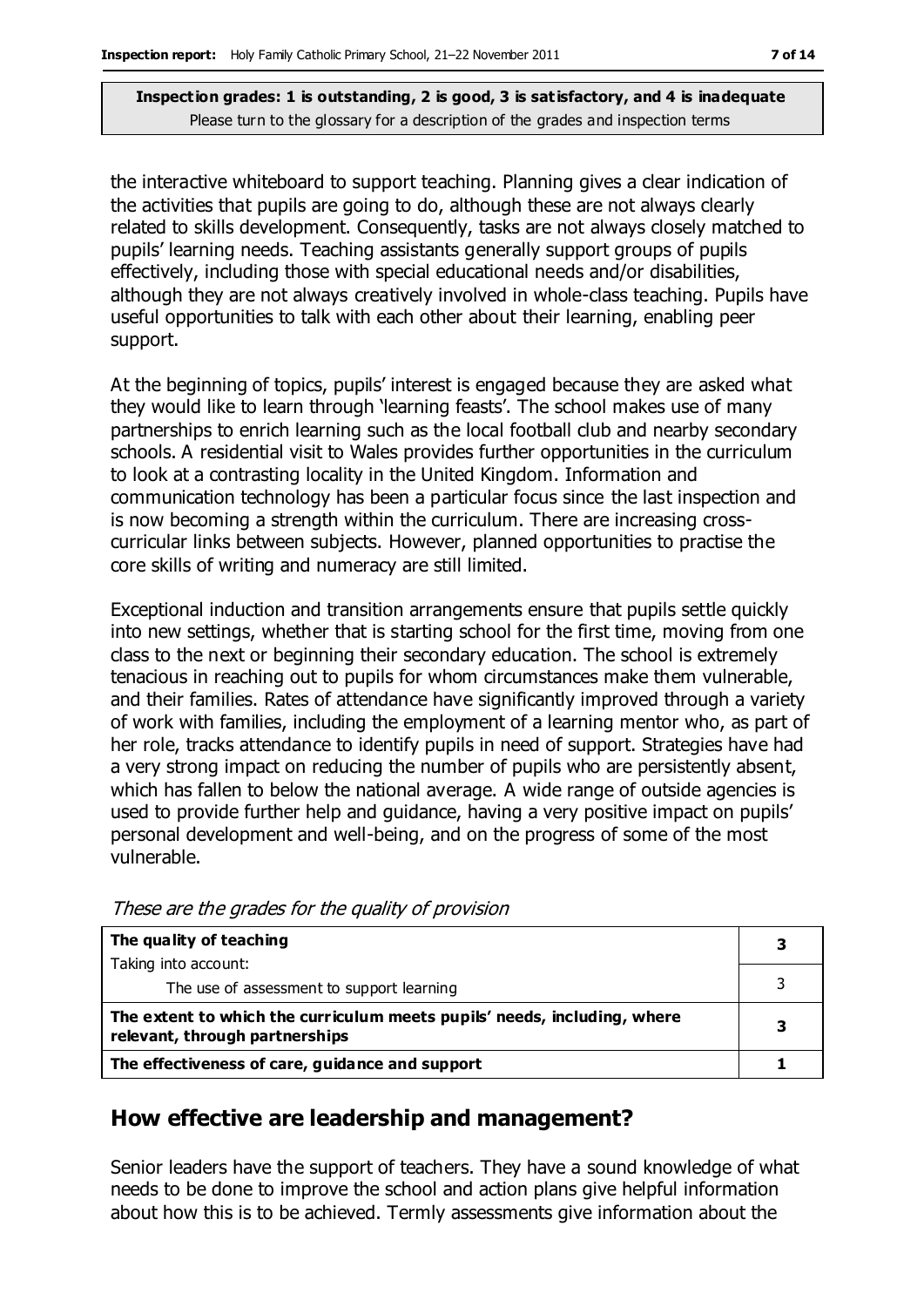**Inspection grades: 1 is outstanding, 2 is good, 3 is satisfactory, and 4 is inadequate**
Please turn to the glossary for a description of the grades and inspection terms

the interactive whiteboard to support teaching. Planning gives a clear indication of the activities that pupils are going to do, although these are not always clearly related to skills development. Consequently, tasks are not always closely matched to pupils' learning needs. Teaching assistants generally support groups of pupils effectively, including those with special educational needs and/or disabilities, although they are not always creatively involved in whole-class teaching. Pupils have useful opportunities to talk with each other about their learning, enabling peer support.

At the beginning of topics, pupils' interest is engaged because they are asked what they would like to learn through 'learning feasts'. The school makes use of many partnerships to enrich learning such as the local football club and nearby secondary schools. A residential visit to Wales provides further opportunities in the curriculum to look at a contrasting locality in the United Kingdom. Information and communication technology has been a particular focus since the last inspection and is now becoming a strength within the curriculum. There are increasing cross-curricular links between subjects. However, planned opportunities to practise the core skills of writing and numeracy are still limited.

Exceptional induction and transition arrangements ensure that pupils settle quickly into new settings, whether that is starting school for the first time, moving from one class to the next or beginning their secondary education. The school is extremely tenacious in reaching out to pupils for whom circumstances make them vulnerable, and their families. Rates of attendance have significantly improved through a variety of work with families, including the employment of a learning mentor who, as part of her role, tracks attendance to identify pupils in need of support. Strategies have had a very strong impact on reducing the number of pupils who are persistently absent, which has fallen to below the national average. A wide range of outside agencies is used to provide further help and guidance, having a very positive impact on pupils' personal development and well-being, and on the progress of some of the most vulnerable.

*These are the grades for the quality of provision*

| | |
|---|---|
| **The quality of teaching** | **3** |
| Taking into account: | |
| The use of assessment to support learning | 3 |
| **The extent to which the curriculum meets pupils' needs, including, where relevant, through partnerships** | **3** |
| **The effectiveness of care, guidance and support** | **1** |

## How effective are leadership and management?

Senior leaders have the support of teachers. They have a sound knowledge of what needs to be done to improve the school and action plans give helpful information about how this is to be achieved. Termly assessments give information about the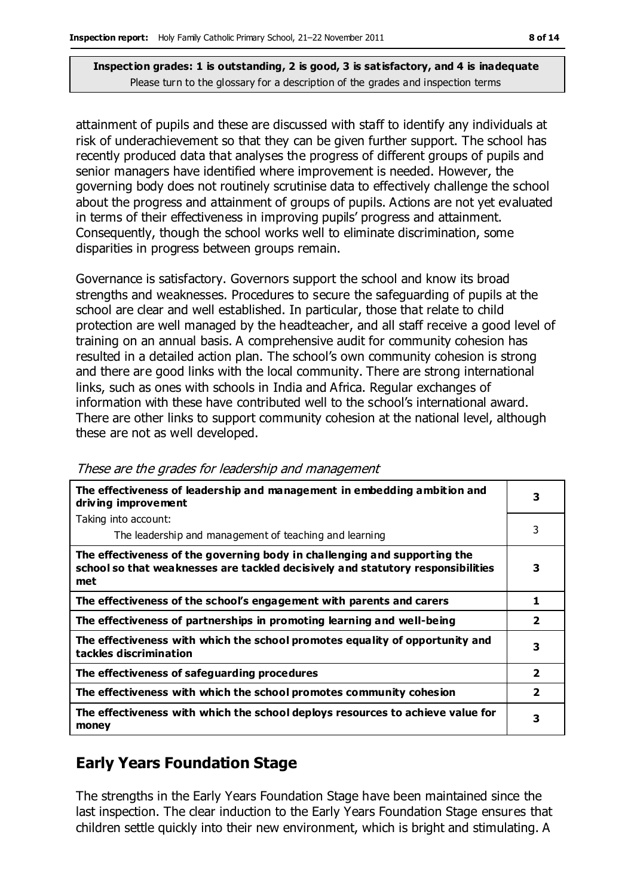**Inspection grades: 1 is outstanding, 2 is good, 3 is satisfactory, and 4 is inadequate**
Please turn to the glossary for a description of the grades and inspection terms

attainment of pupils and these are discussed with staff to identify any individuals at risk of underachievement so that they can be given further support. The school has recently produced data that analyses the progress of different groups of pupils and senior managers have identified where improvement is needed. However, the governing body does not routinely scrutinise data to effectively challenge the school about the progress and attainment of groups of pupils. Actions are not yet evaluated in terms of their effectiveness in improving pupils' progress and attainment. Consequently, though the school works well to eliminate discrimination, some disparities in progress between groups remain.

Governance is satisfactory. Governors support the school and know its broad strengths and weaknesses. Procedures to secure the safeguarding of pupils at the school are clear and well established. In particular, those that relate to child protection are well managed by the headteacher, and all staff receive a good level of training on an annual basis. A comprehensive audit for community cohesion has resulted in a detailed action plan. The school's own community cohesion is strong and there are good links with the local community. There are strong international links, such as ones with schools in India and Africa. Regular exchanges of information with these have contributed well to the school's international award. There are other links to support community cohesion at the national level, although these are not as well developed.

*These are the grades for leadership and management*

| | |
|---|---|
| **The effectiveness of leadership and management in embedding ambition and driving improvement** | **3** |
| Taking into account: The leadership and management of teaching and learning | 3 |
| **The effectiveness of the governing body in challenging and supporting the school so that weaknesses are tackled decisively and statutory responsibilities met** | **3** |
| **The effectiveness of the school's engagement with parents and carers** | **1** |
| **The effectiveness of partnerships in promoting learning and well-being** | **2** |
| **The effectiveness with which the school promotes equality of opportunity and tackles discrimination** | **3** |
| **The effectiveness of safeguarding procedures** | **2** |
| **The effectiveness with which the school promotes community cohesion** | **2** |
| **The effectiveness with which the school deploys resources to achieve value for money** | **3** |

## Early Years Foundation Stage

The strengths in the Early Years Foundation Stage have been maintained since the last inspection. The clear induction to the Early Years Foundation Stage ensures that children settle quickly into their new environment, which is bright and stimulating. A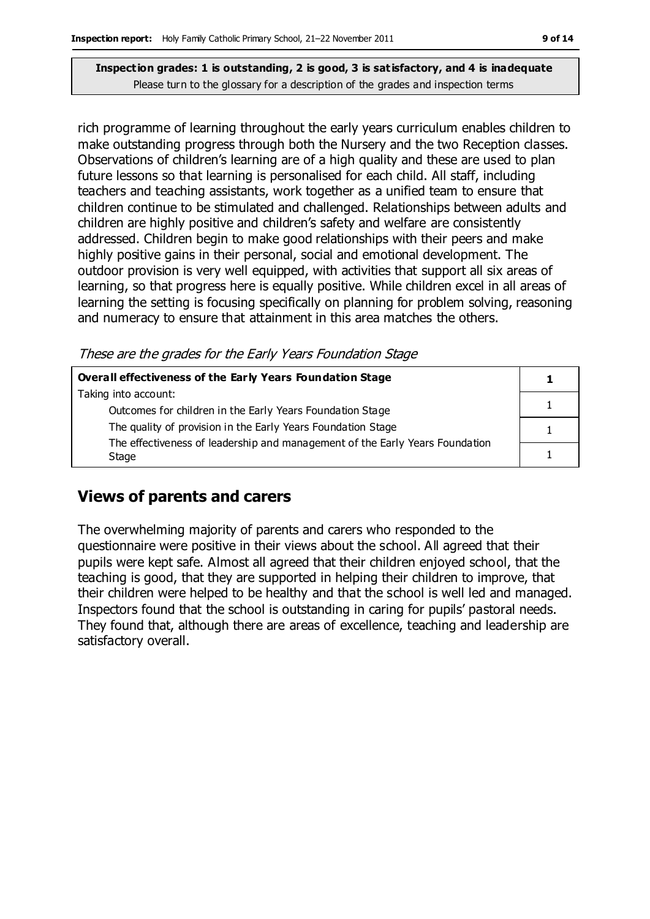rich programme of learning throughout the early years curriculum enables children to make outstanding progress through both the Nursery and the two Reception classes. Observations of children's learning are of a high quality and these are used to plan future lessons so that learning is personalised for each child. All staff, including teachers and teaching assistants, work together as a unified team to ensure that children continue to be stimulated and challenged. Relationships between adults and children are highly positive and children's safety and welfare are consistently addressed. Children begin to make good relationships with their peers and make highly positive gains in their personal, social and emotional development. The outdoor provision is very well equipped, with activities that support all six areas of learning, so that progress here is equally positive. While children excel in all areas of learning the setting is focusing specifically on planning for problem solving, reasoning and numeracy to ensure that attainment in this area matches the others.

*These are the grades for the Early Years Foundation Stage*

| **Overall effectiveness of the Early Years Foundation Stage** | **1** |
|---|---|
| Taking into account: | |
| Outcomes for children in the Early Years Foundation Stage | 1 |
| The quality of provision in the Early Years Foundation Stage | 1 |
| The effectiveness of leadership and management of the Early Years Foundation Stage | 1 |

## Views of parents and carers

The overwhelming majority of parents and carers who responded to the questionnaire were positive in their views about the school. All agreed that their pupils were kept safe. Almost all agreed that their children enjoyed school, that the teaching is good, that they are supported in helping their children to improve, that their children were helped to be healthy and that the school is well led and managed. Inspectors found that the school is outstanding in caring for pupils' pastoral needs. They found that, although there are areas of excellence, teaching and leadership are satisfactory overall.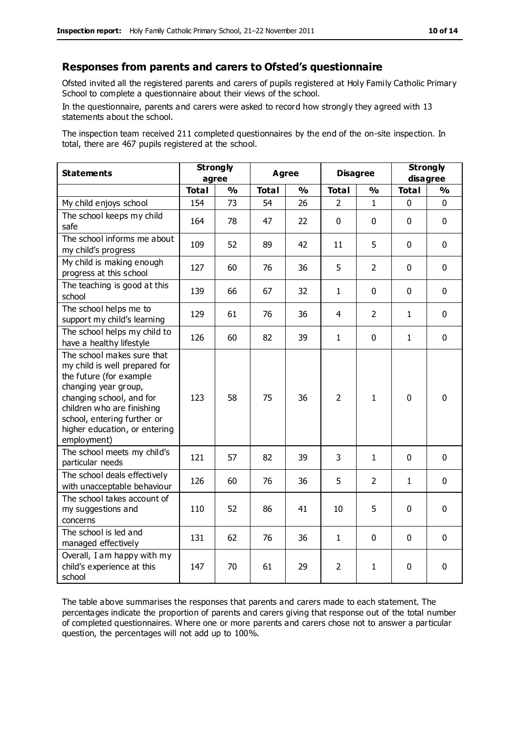## Responses from parents and carers to Ofsted's questionnaire

Ofsted invited all the registered parents and carers of pupils registered at Holy Family Catholic Primary School to complete a questionnaire about their views of the school.

In the questionnaire, parents and carers were asked to record how strongly they agreed with 13 statements about the school.

The inspection team received 211 completed questionnaires by the end of the on-site inspection. In total, there are 467 pupils registered at the school.

| Statements | Strongly agree | | Agree | | Disagree | | Strongly disagree | |
|---|---|---|---|---|---|---|---|---|
| | Total | % | Total | % | Total | % | Total | % |
| My child enjoys school | 154 | 73 | 54 | 26 | 2 | 1 | 0 | 0 |
| The school keeps my child safe | 164 | 78 | 47 | 22 | 0 | 0 | 0 | 0 |
| The school informs me about my child's progress | 109 | 52 | 89 | 42 | 11 | 5 | 0 | 0 |
| My child is making enough progress at this school | 127 | 60 | 76 | 36 | 5 | 2 | 0 | 0 |
| The teaching is good at this school | 139 | 66 | 67 | 32 | 1 | 0 | 0 | 0 |
| The school helps me to support my child's learning | 129 | 61 | 76 | 36 | 4 | 2 | 1 | 0 |
| The school helps my child to have a healthy lifestyle | 126 | 60 | 82 | 39 | 1 | 0 | 1 | 0 |
| The school makes sure that my child is well prepared for the future (for example changing year group, changing school, and for children who are finishing school, entering further or higher education, or entering employment) | 123 | 58 | 75 | 36 | 2 | 1 | 0 | 0 |
| The school meets my child's particular needs | 121 | 57 | 82 | 39 | 3 | 1 | 0 | 0 |
| The school deals effectively with unacceptable behaviour | 126 | 60 | 76 | 36 | 5 | 2 | 1 | 0 |
| The school takes account of my suggestions and concerns | 110 | 52 | 86 | 41 | 10 | 5 | 0 | 0 |
| The school is led and managed effectively | 131 | 62 | 76 | 36 | 1 | 0 | 0 | 0 |
| Overall, I am happy with my child's experience at this school | 147 | 70 | 61 | 29 | 2 | 1 | 0 | 0 |

The table above summarises the responses that parents and carers made to each statement. The percentages indicate the proportion of parents and carers giving that response out of the total number of completed questionnaires. Where one or more parents and carers chose not to answer a particular question, the percentages will not add up to 100%.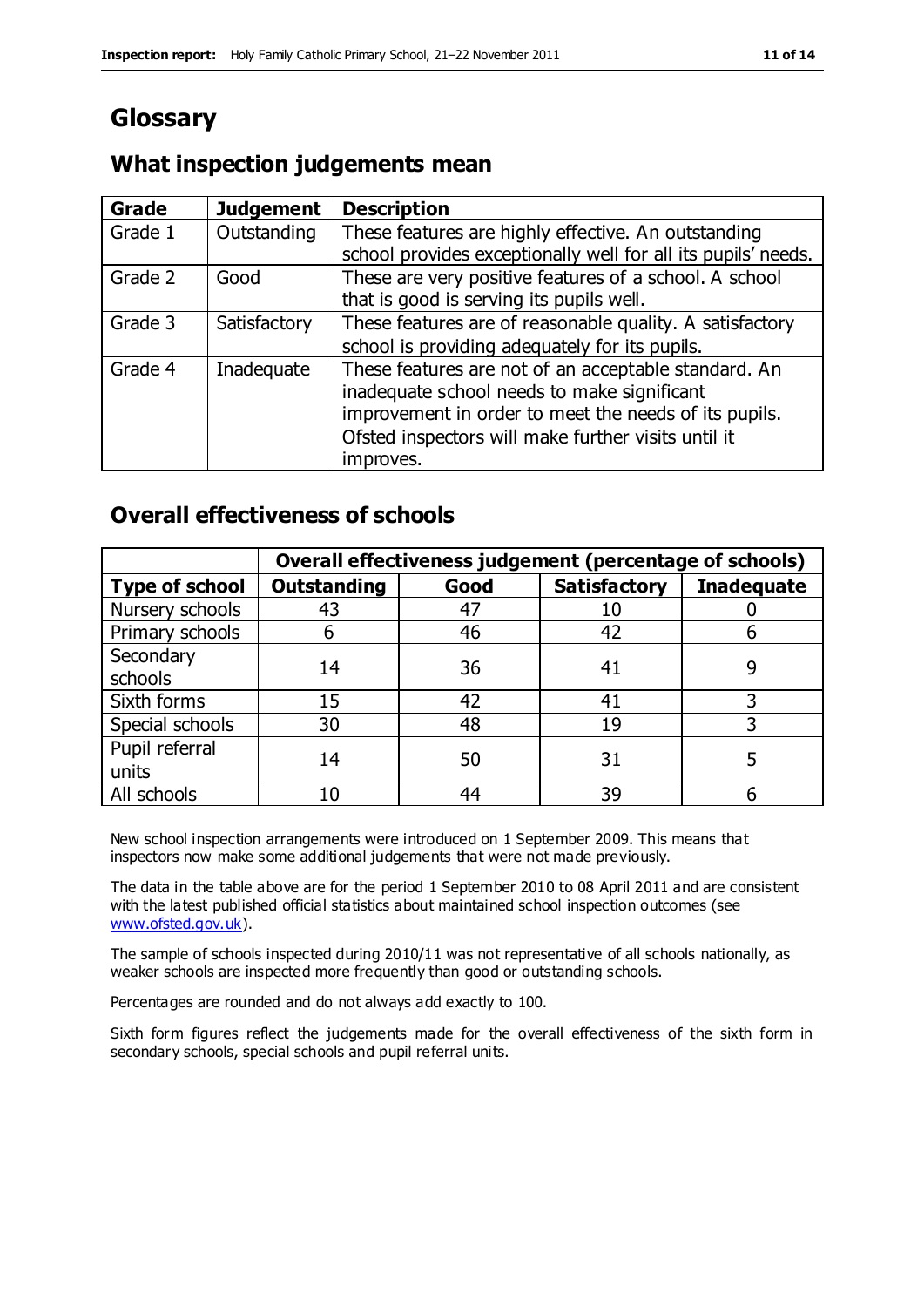# Glossary

## What inspection judgements mean

| Grade | Judgement | Description |
|---|---|---|
| Grade 1 | Outstanding | These features are highly effective. An outstanding school provides exceptionally well for all its pupils' needs. |
| Grade 2 | Good | These are very positive features of a school. A school that is good is serving its pupils well. |
| Grade 3 | Satisfactory | These features are of reasonable quality. A satisfactory school is providing adequately for its pupils. |
| Grade 4 | Inadequate | These features are not of an acceptable standard. An inadequate school needs to make significant improvement in order to meet the needs of its pupils. Ofsted inspectors will make further visits until it improves. |

## Overall effectiveness of schools

| | Overall effectiveness judgement (percentage of schools) | | | |
|---|---|---|---|---|
| **Type of school** | **Outstanding** | **Good** | **Satisfactory** | **Inadequate** |
| Nursery schools | 43 | 47 | 10 | 0 |
| Primary schools | 6 | 46 | 42 | 6 |
| Secondary schools | 14 | 36 | 41 | 9 |
| Sixth forms | 15 | 42 | 41 | 3 |
| Special schools | 30 | 48 | 19 | 3 |
| Pupil referral units | 14 | 50 | 31 | 5 |
| All schools | 10 | 44 | 39 | 6 |

New school inspection arrangements were introduced on 1 September 2009. This means that inspectors now make some additional judgements that were not made previously.

The data in the table above are for the period 1 September 2010 to 08 April 2011 and are consistent with the latest published official statistics about maintained school inspection outcomes (see www.ofsted.gov.uk).

The sample of schools inspected during 2010/11 was not representative of all schools nationally, as weaker schools are inspected more frequently than good or outstanding schools.

Percentages are rounded and do not always add exactly to 100.

Sixth form figures reflect the judgements made for the overall effectiveness of the sixth form in secondary schools, special schools and pupil referral units.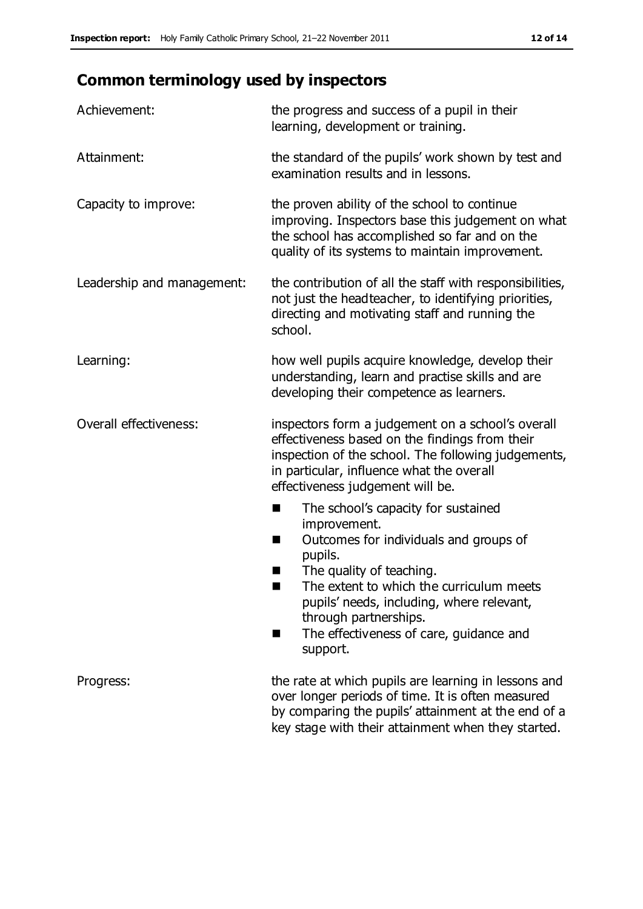## Common terminology used by inspectors

| | |
|---|---|
| Achievement: | the progress and success of a pupil in their learning, development or training. |
| Attainment: | the standard of the pupils' work shown by test and examination results and in lessons. |
| Capacity to improve: | the proven ability of the school to continue improving. Inspectors base this judgement on what the school has accomplished so far and on the quality of its systems to maintain improvement. |
| Leadership and management: | the contribution of all the staff with responsibilities, not just the headteacher, to identifying priorities, directing and motivating staff and running the school. |
| Learning: | how well pupils acquire knowledge, develop their understanding, learn and practise skills and are developing their competence as learners. |
| Overall effectiveness: | inspectors form a judgement on a school's overall effectiveness based on the findings from their inspection of the school. The following judgements, in particular, influence what the overall effectiveness judgement will be. <br>■ The school's capacity for sustained improvement.<br>■ Outcomes for individuals and groups of pupils.<br>■ The quality of teaching.<br>■ The extent to which the curriculum meets pupils' needs, including, where relevant, through partnerships.<br>■ The effectiveness of care, guidance and support. |
| Progress: | the rate at which pupils are learning in lessons and over longer periods of time. It is often measured by comparing the pupils' attainment at the end of a key stage with their attainment when they started. |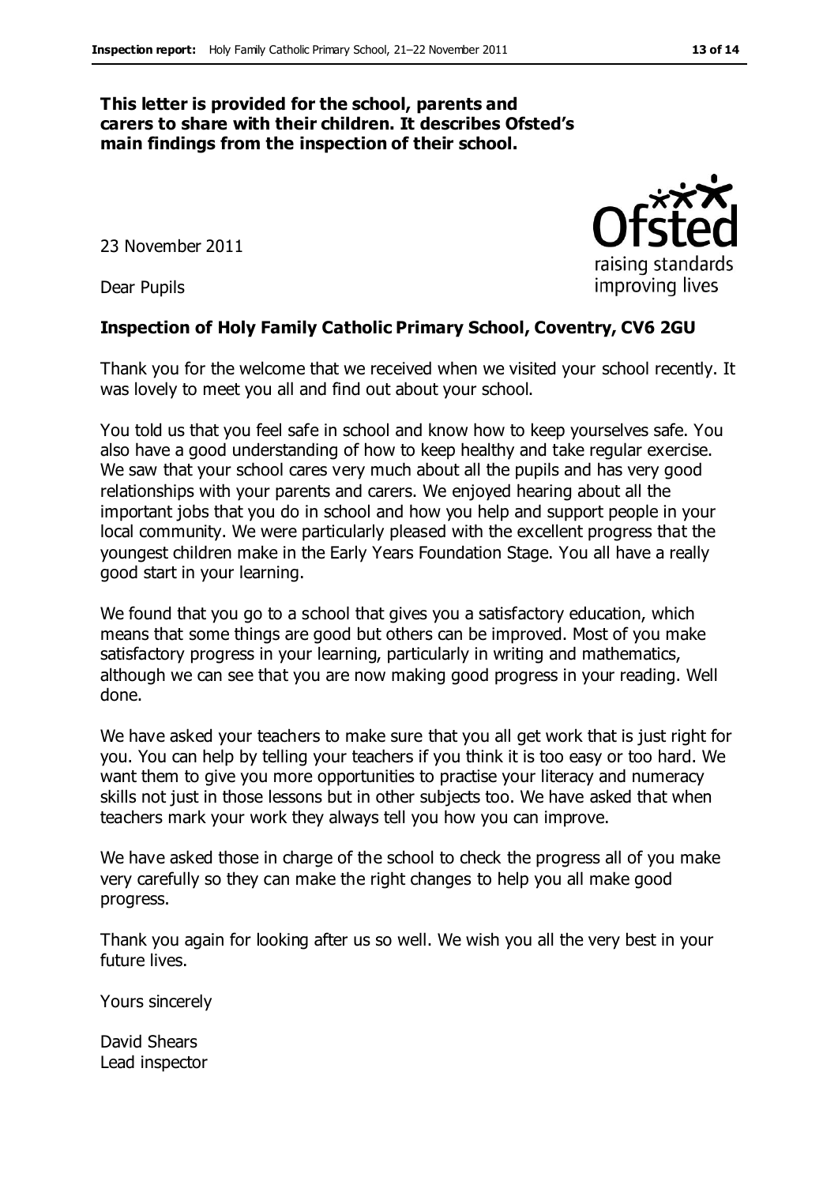**This letter is provided for the school, parents and carers to share with their children. It describes Ofsted's main findings from the inspection of their school.**

23 November 2011

Dear Pupils

**Inspection of Holy Family Catholic Primary School, Coventry, CV6 2GU**

Thank you for the welcome that we received when we visited your school recently. It was lovely to meet you all and find out about your school.

You told us that you feel safe in school and know how to keep yourselves safe. You also have a good understanding of how to keep healthy and take regular exercise. We saw that your school cares very much about all the pupils and has very good relationships with your parents and carers. We enjoyed hearing about all the important jobs that you do in school and how you help and support people in your local community. We were particularly pleased with the excellent progress that the youngest children make in the Early Years Foundation Stage. You all have a really good start in your learning.

We found that you go to a school that gives you a satisfactory education, which means that some things are good but others can be improved. Most of you make satisfactory progress in your learning, particularly in writing and mathematics, although we can see that you are now making good progress in your reading. Well done.

We have asked your teachers to make sure that you all get work that is just right for you. You can help by telling your teachers if you think it is too easy or too hard. We want them to give you more opportunities to practise your literacy and numeracy skills not just in those lessons but in other subjects too. We have asked that when teachers mark your work they always tell you how you can improve.

We have asked those in charge of the school to check the progress all of you make very carefully so they can make the right changes to help you all make good progress.

Thank you again for looking after us so well. We wish you all the very best in your future lives.

Yours sincerely

David Shears
Lead inspector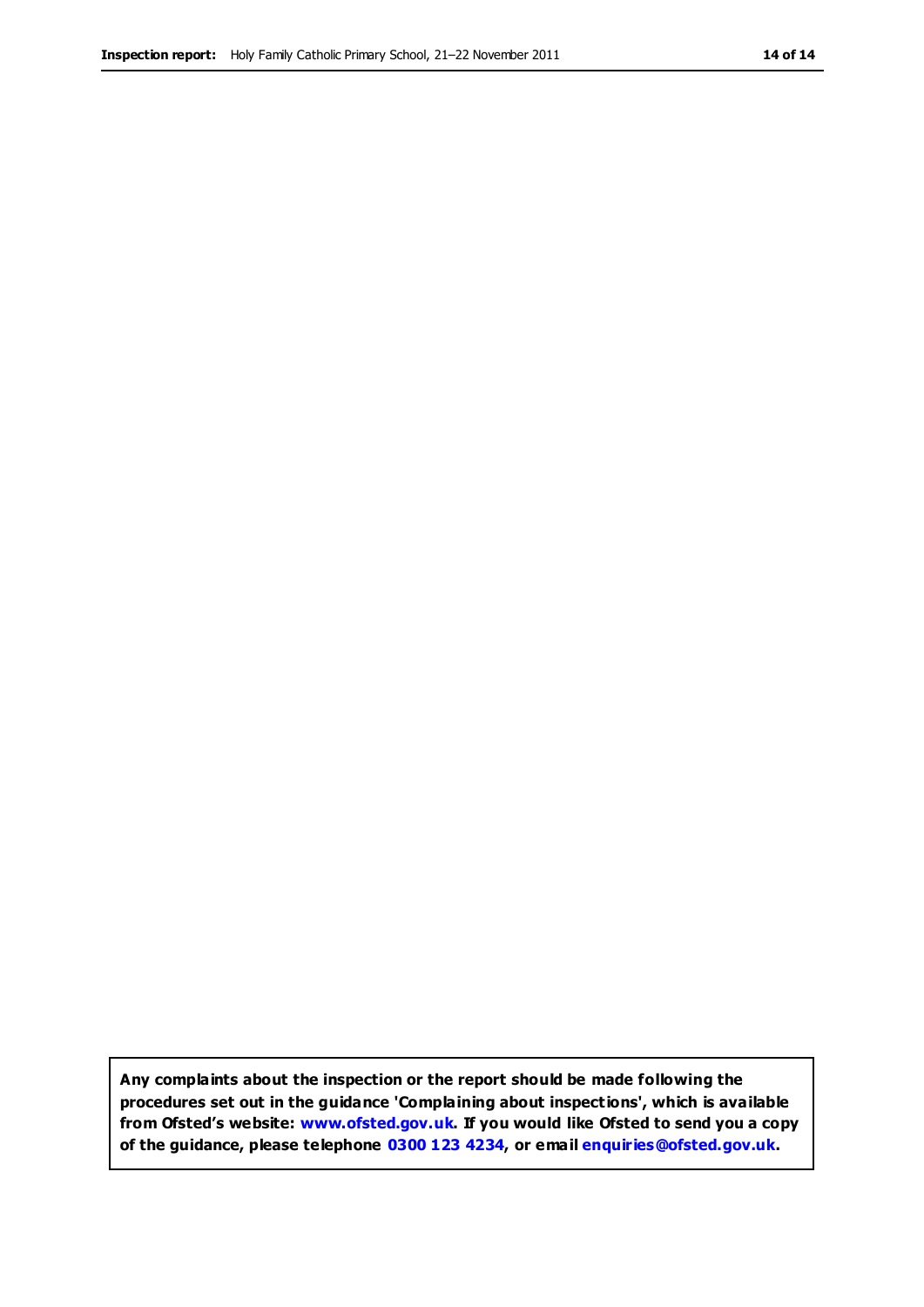**Any complaints about the inspection or the report should be made following the procedures set out in the guidance 'Complaining about inspections', which is available from Ofsted's website: www.ofsted.gov.uk. If you would like Ofsted to send you a copy of the guidance, please telephone 0300 123 4234, or email enquiries@ofsted.gov.uk.**